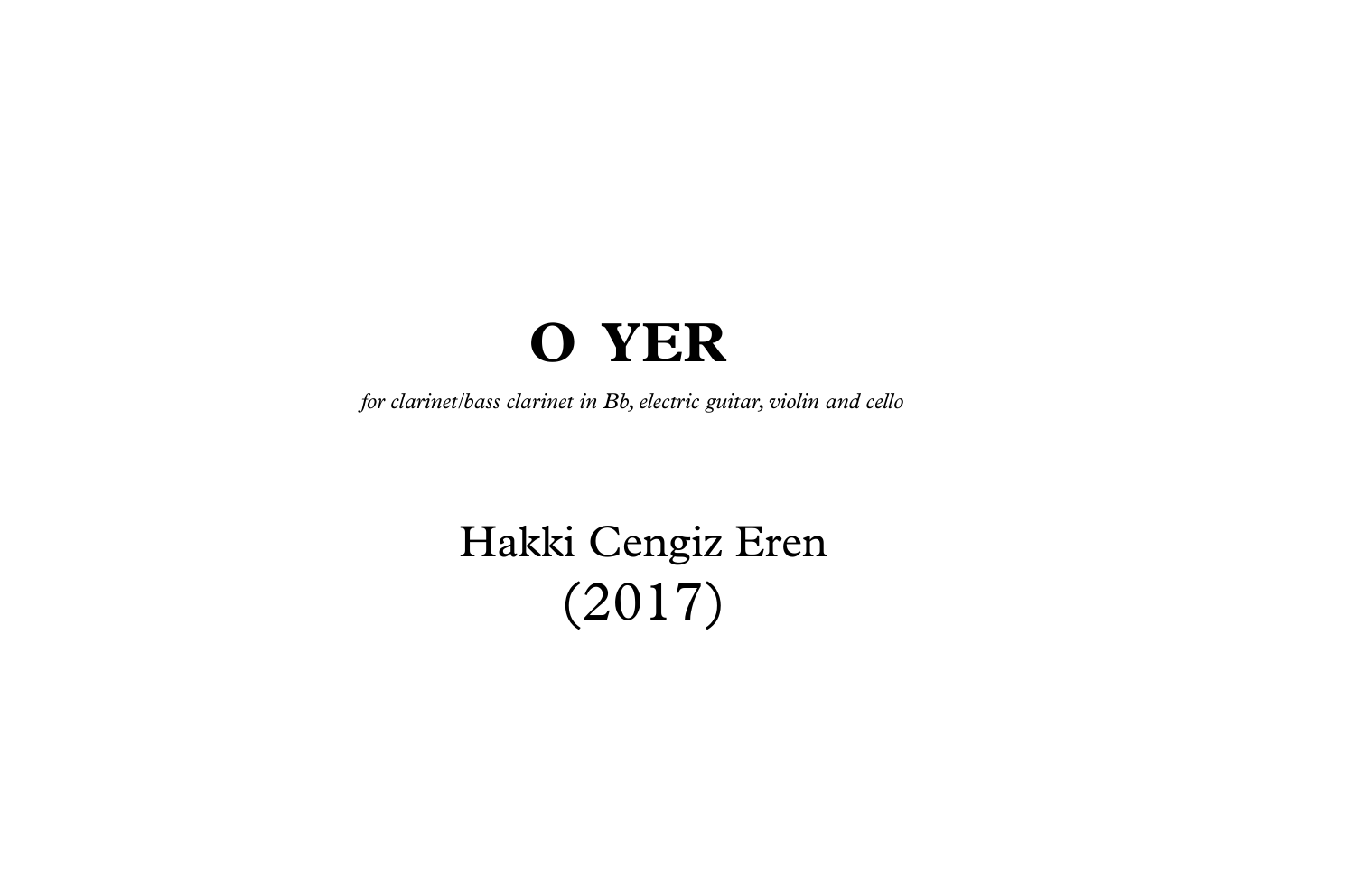# O YER

*for clarinet/bass clarinet in Bb, electric guitar, violin and cello*

Hakki Cengiz Eren

(2017)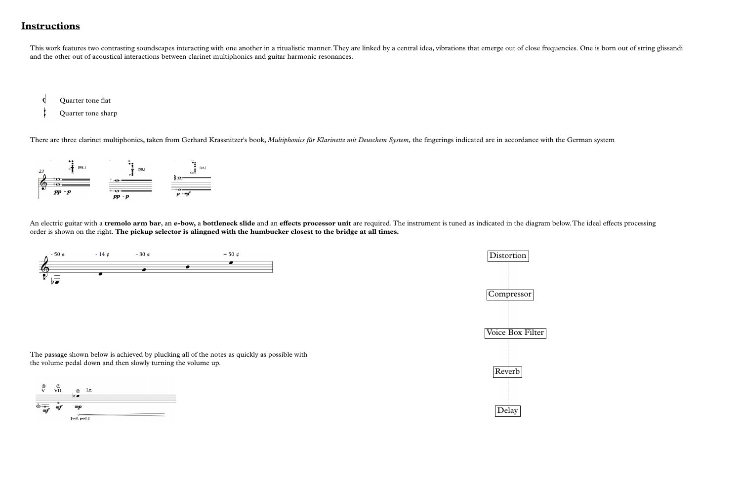## Instructions

This work features two contrasting soundscapes interacting with one another in a ritualistic manner. They are linked by a central idea, vibrations that emerge out of close frequencies. One is born out of string glissandi and the other out of acoustical interactions between clarinet multiphonics and guitar harmonic resonances.

Quarter tone flat

Quarter tone sharp

There are three clarinet multiphonics, taken from Gerhard Krassnitzer's book, *Multiphonics für Klarinette mit Deuschem System,* the fingerings indicated are in accordance with the German system

[98.]

[58.]

[18.]

An electric guitar with a **tremolo arm bar**, an **e-bow,** a **bottleneck slide** and an **effects processor unit** are required. The instrument is tuned as indicated in the diagram below. The ideal effects processing order is shown on the right. **The pickup selector is alingned with the humbucker closest to the bridge at all times.**

- 50 ¢ - 14 ¢ - 30 ¢ + 50 ¢

Distortion

Compressor

Voice Box Filter

Reverb

Delay

The passage shown below is achieved by plucking all of the notes as quickly as possible with the volume pedal down and then slowly turning the volume up.

[vol. ped.]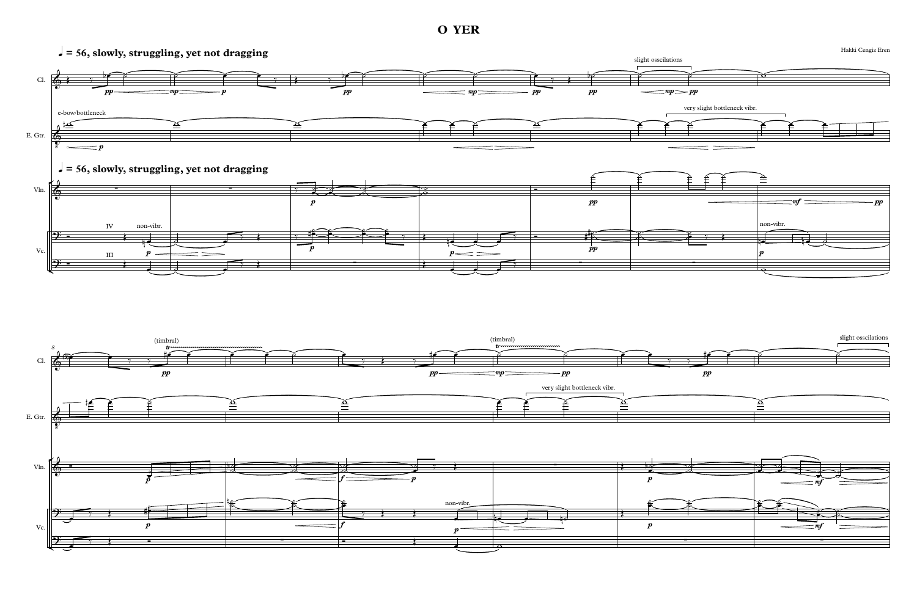# O YER

Hakki Cengiz Eren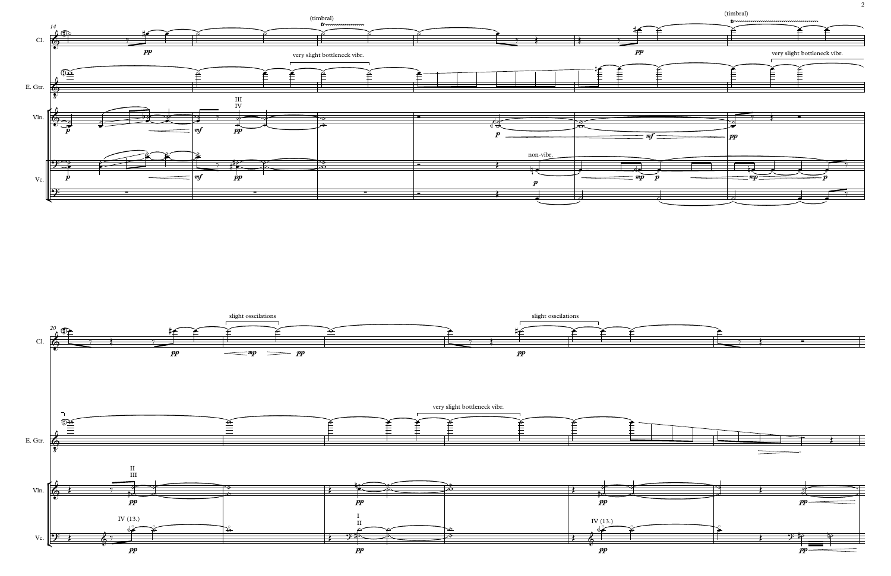Cl.

E. Gtr.

Vln.

Vc.

(timbral)

very slight bottleneck vibr.

III
IV

non-vibr.

(timbral)

very slight bottleneck vibr.

*pp* *p* *mf* *pp* *p* *mf* *pp* *p* *mp* *p* *mp* *p* *pp*

slight osscilations

slight osscilations

very slight bottleneck vibr.

II
III

IV (13.)

I
II

IV (13.)

*pp* *mp* *pp* *pp* *pp* *pp* *pp* *pp* *pp* *pp*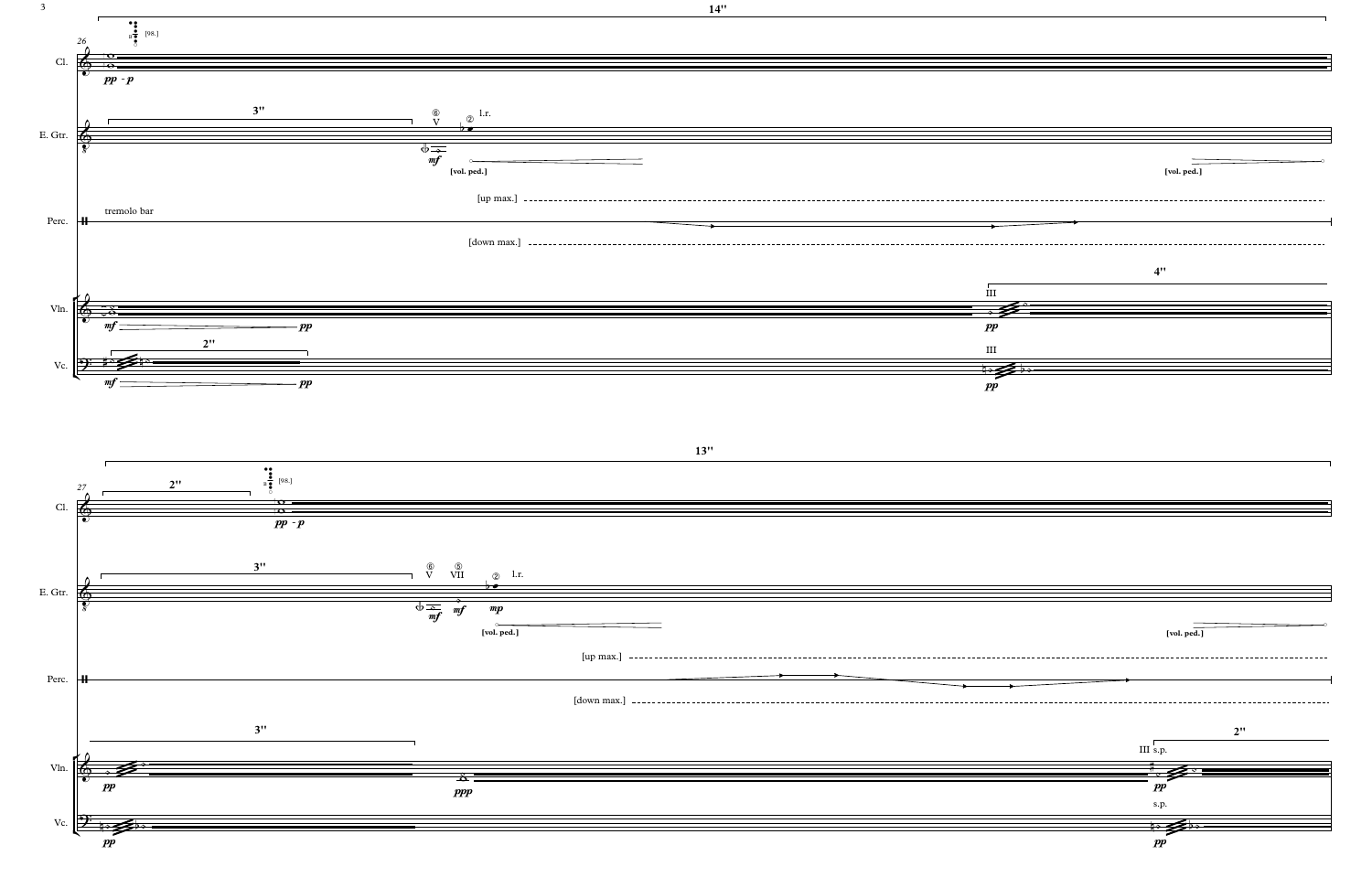14''

26

Cl.

[98.]

*pp* - *p*

E. Gtr.

3''

⑥ V

② l.r.

*mf*

[vol. ped.]

[vol. ped.]

Perc.

tremolo bar

[up max.]

[down max.]

Vln.

*mf* *pp*

4''

III

*pp*

Vc.

2''

*mf* *pp*

III

*pp*

13''

27

Cl.

2''

[98.]

*pp* - *p*

E. Gtr.

3''

⑥ V

⑤ VII

② l.r.

*mf* *mf* *mp*

[vol. ped.]

[vol. ped.]

Perc.

[up max.]

[down max.]

Vln.

3''

*pp*

*ppp*

2''

III s.p.

*pp*

Vc.

s.p.

*pp*

*pp*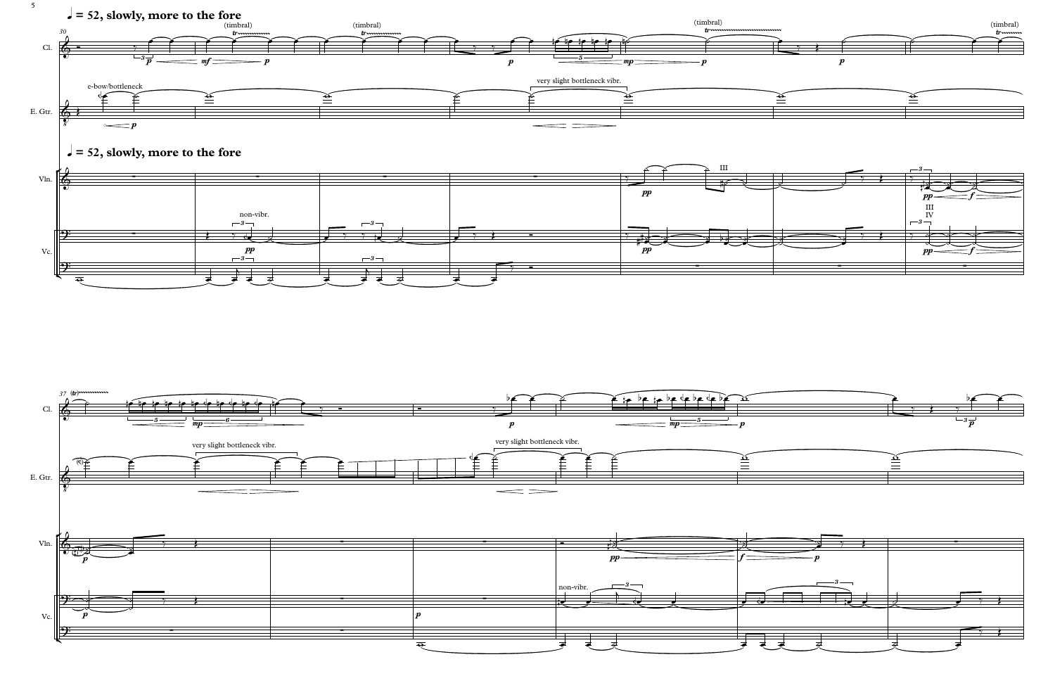♩ = 52, slowly, more to the fore

30

Cl.

(timbral)

(timbral)

(timbral)

(timbral)

p mf p

p

mp p

p

p

E. Gtr.

e-bow/bottleneck

p

very slight bottleneck vibr.

♩ = 52, slowly, more to the fore

Vln.

pp

III

III
IV

pp f

Vc.

non-vibr.

pp

pp

pp f

37

Cl.

(tr)

mp

p

mp p

p

E. Gtr.

very slight bottleneck vibr.

very slight bottleneck vibr.

Vln.

p

pp

f p

Vc.

p

non-vibr.

p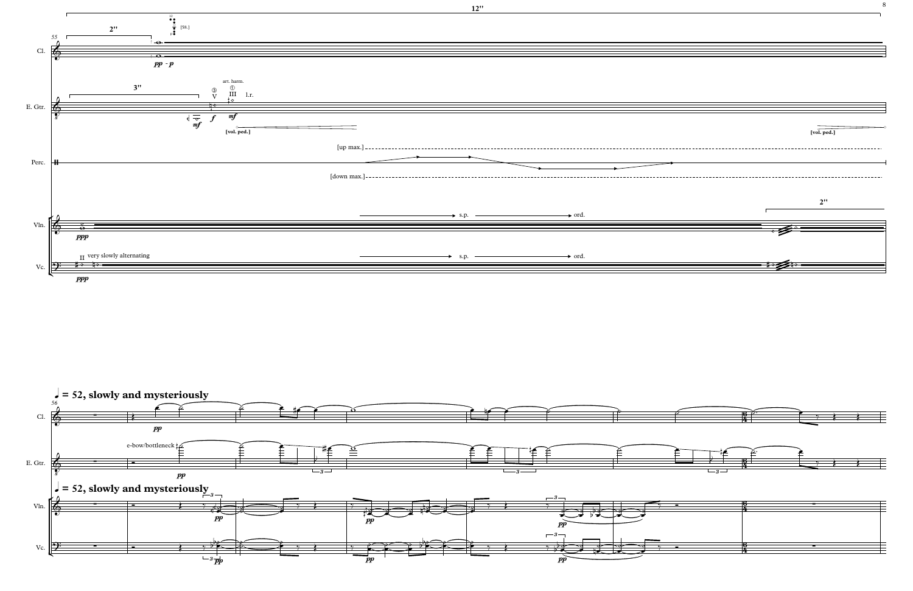12''

2''

[58.]

Cl.

*pp* - *p*

3''

art. harm.

③ V

① III

l.r.

E. Gtr.

*mf* *f* *mf*

[vol. ped.]

[vol. ped.]

[up max.]

Perc.

[down max.]

2''

s.p.

ord.

Vln.

*ppp*

II very slowly alternating

s.p.

ord.

Vc.

*ppp*

♩ = 52, slowly and mysteriously

Cl.

*pp*

e-bow/bottleneck

E. Gtr.

*pp*

♩ = 52, slowly and mysteriously

Vln.

*pp* *pp* *pp*

Vc.

*pp* *pp* *pp*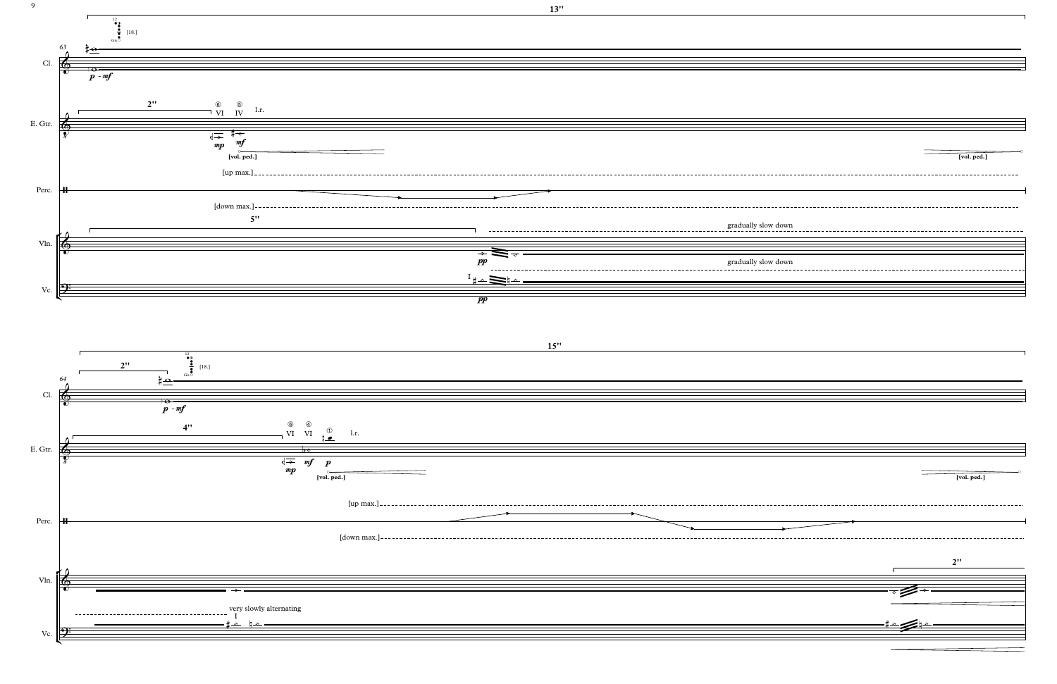13''

63

Cl.

[18.]

*p* - *mf*

E. Gtr.

2''

⑥ VI ⑤ IV l.r.

*mp* *mf*

[vol. ped.]

[vol. ped.]

Perc.

[up max.]

[down max.]

5''

Vln.

gradually slow down

*pp*

Vc.

I

gradually slow down

*pp*

15''

64

Cl.

2''

[18.]

*p* - *mf*

E. Gtr.

4''

⑥ VI ④ VI ① l.r.

*mp* *mf* *p*

[vol. ped.]

[vol. ped.]

Perc.

[up max.]

[down max.]

Vln.

2''

very slowly alternating

Vc.

I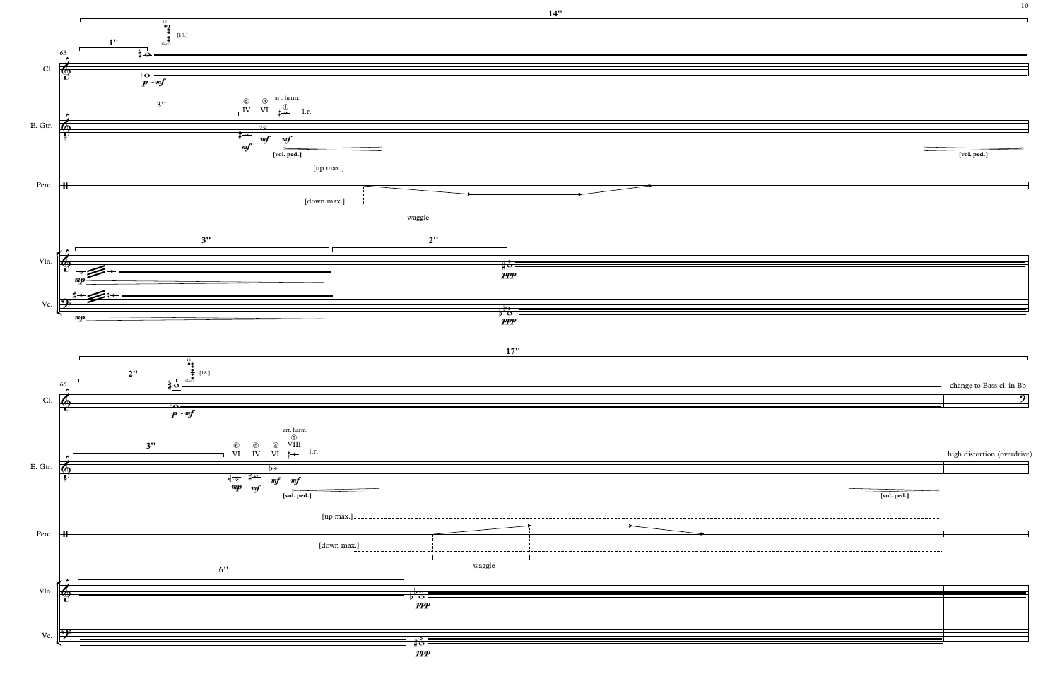14''

65

1''

Cl.

[18.]

*p* - *mf*

E. Gtr.

3''

⑤ ④ art. harm.

IV VI ①

l.r.

*mf* *mf* *mf*

[vol. ped.]

[vol. ped.]

Perc.

[up max.]

[down max.]

waggle

Vln.

3''

2''

*mp*

*ppp*

Vc.

*mp*

*ppp*

17''

66

2''

Cl.

[18.]

*p* - *mf*

change to Bass cl. in Bb

E. Gtr.

3''

art. harm.

⑥ ⑤ ④ ①

VI IV VI VIII

l.r.

*mp* *mf* *mf* *mf*

[vol. ped.]

[vol. ped.]

high distortion (overdrive)

Perc.

[up max.]

[down max.]

waggle

Vln.

6''

*ppp*

Vc.

*ppp*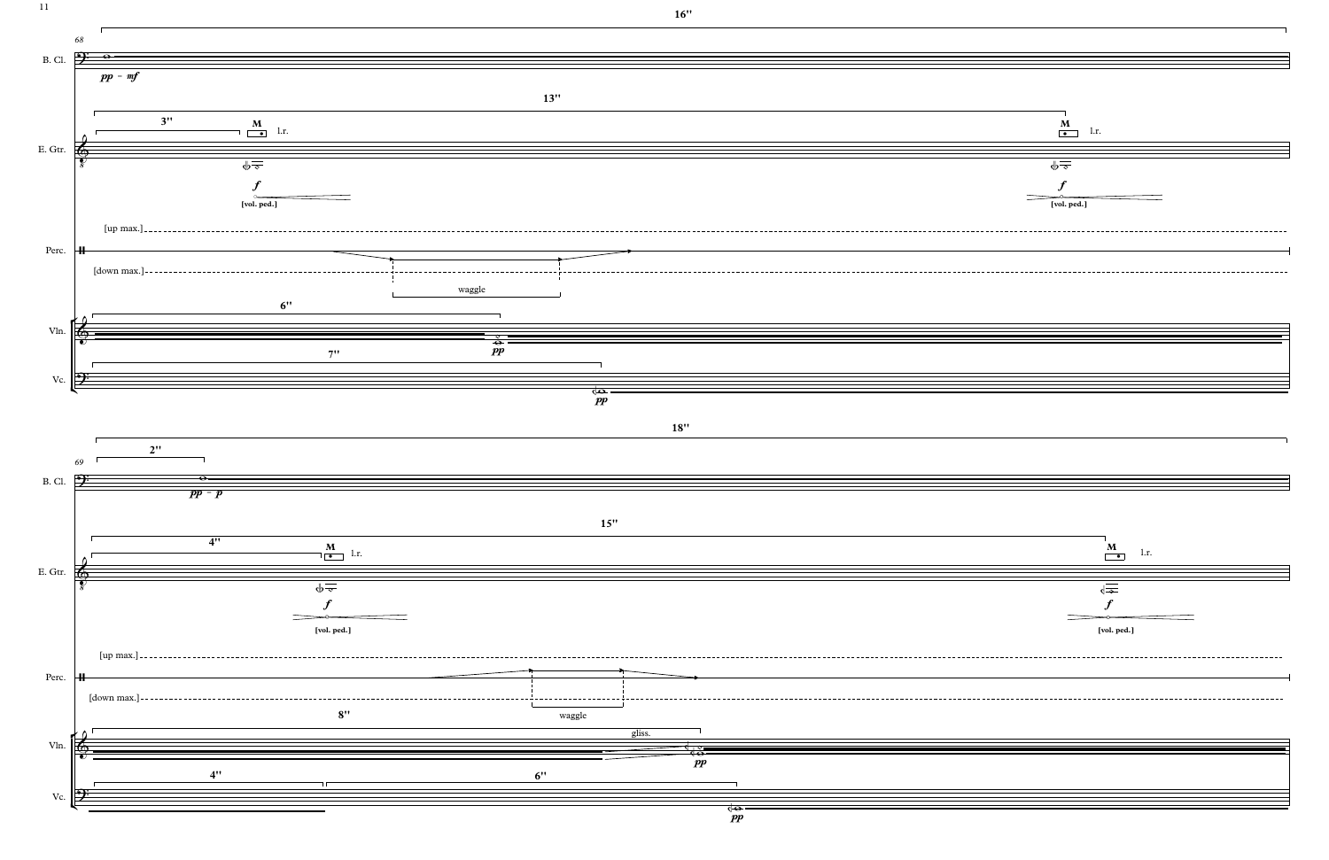16''

68

B. Cl.

*pp* - *mf*

13''

3''

M

l.r.

E. Gtr.

*f*

[vol. ped.]

M

l.r.

*f*

[vol. ped.]

[up max.]

Perc.

[down max.]

waggle

6''

Vln.

*pp*

7''

Vc.

*pp*

18''

2''

69

B. Cl.

*pp* - *p*

15''

4''

M

l.r.

E. Gtr.

*f*

[vol. ped.]

M

l.r.

*f*

[vol. ped.]

[up max.]

Perc.

[down max.]

waggle

8''

gliss.

Vln.

*pp*

4''

6''

Vc.

*pp*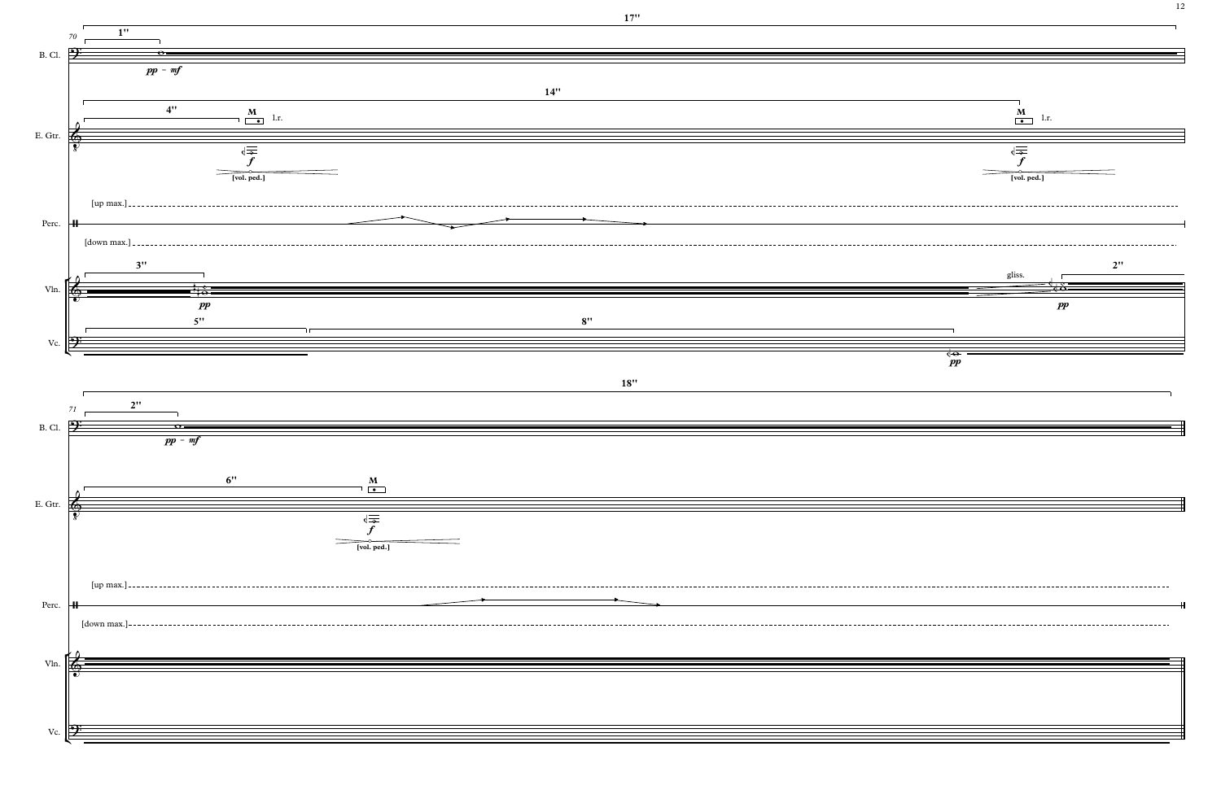70

17''

1''

B. Cl.

pp - mf

14''

4''

M

l.r.

E. Gtr.

f

[vol. ped.]

M

l.r.

f

[vol. ped.]

[up max.]

Perc.

[down max.]

3''

gliss.

2''

Vln.

pp

pp

5''

8''

Vc.

pp

18''

71

2''

B. Cl.

pp - mf

6''

M

E. Gtr.

f

[vol. ped.]

[up max.]

Perc.

[down max.]

Vln.

Vc.